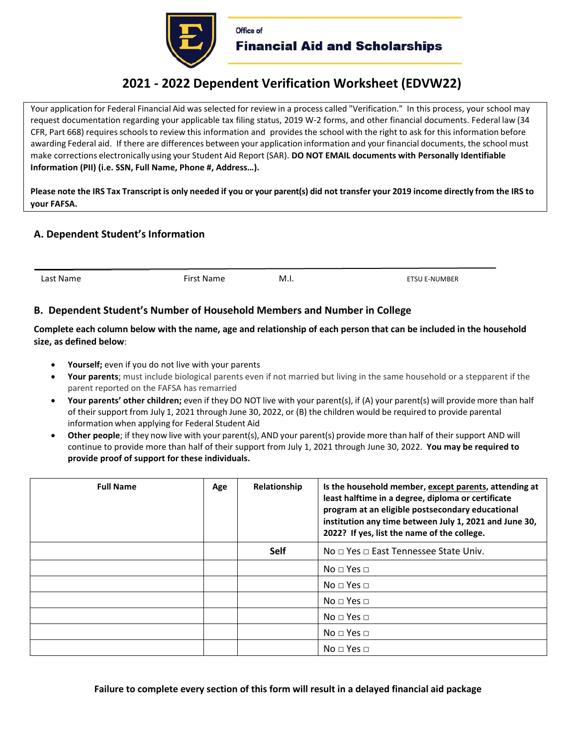Office of
**Financial Aid and Scholarships**

# 2021 - 2022 Dependent Verification Worksheet (EDVW22)

Your application for Federal Financial Aid was selected for review in a process called "Verification." In this process, your school may request documentation regarding your applicable tax filing status, 2019 W-2 forms, and other financial documents. Federal law (34 CFR, Part 668) requires schools to review this information and provides the school with the right to ask for this information before awarding Federal aid. If there are differences between your application information and your financial documents, the school must make corrections electronically using your Student Aid Report (SAR). **DO NOT EMAIL documents with Personally Identifiable Information (PII) (i.e. SSN, Full Name, Phone #, Address…).**

**Please note the IRS Tax Transcript is only needed if you or your parent(s) did not transfer your 2019 income directly from the IRS to your FAFSA.**

## A. Dependent Student's Information

Last Name &nbsp;&nbsp;&nbsp; First Name &nbsp;&nbsp;&nbsp; M.I. &nbsp;&nbsp;&nbsp; ETSU E-NUMBER

## B. Dependent Student's Number of Household Members and Number in College

**Complete each column below with the name, age and relationship of each person that can be included in the household size, as defined below**:

- **Yourself;** even if you do not live with your parents
- **Your parents**; must include biological parents even if not married but living in the same household or a stepparent if the parent reported on the FAFSA has remarried
- **Your parents' other children;** even if they DO NOT live with your parent(s), if (A) your parent(s) will provide more than half of their support from July 1, 2021 through June 30, 2022, or (B) the children would be required to provide parental information when applying for Federal Student Aid
- **Other people**; if they now live with your parent(s), AND your parent(s) provide more than half of their support AND will continue to provide more than half of their support from July 1, 2021 through June 30, 2022. **You may be required to provide proof of support for these individuals.**

| Full Name | Age | Relationship | Is the household member, except parents, attending at least halftime in a degree, diploma or certificate program at an eligible postsecondary educational institution any time between July 1, 2021 and June 30, 2022? If yes, list the name of the college. |
|---|---|---|---|
| | | **Self** | No □ Yes □ East Tennessee State Univ. |
| | | | No □ Yes □ |
| | | | No □ Yes □ |
| | | | No □ Yes □ |
| | | | No □ Yes □ |
| | | | No □ Yes □ |
| | | | No □ Yes □ |

**Failure to complete every section of this form will result in a delayed financial aid package**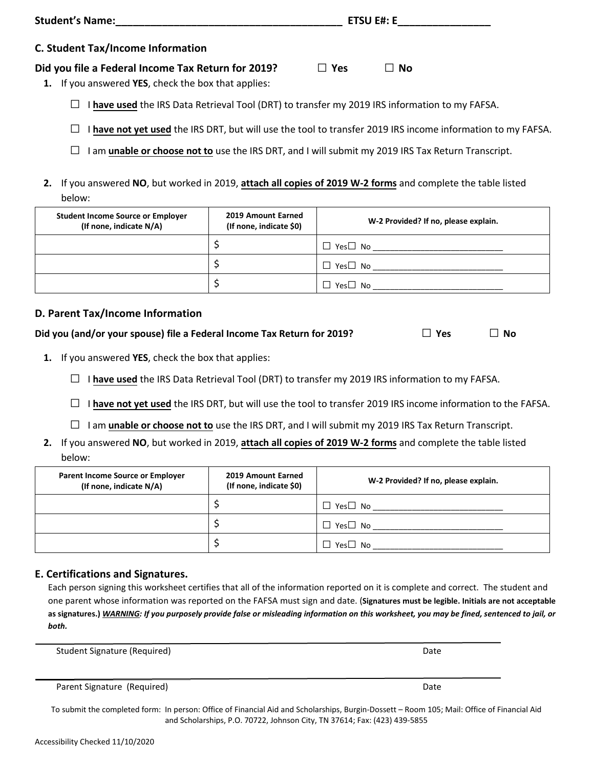**Student's Name:\_\_\_\_\_\_\_\_\_\_\_\_\_\_\_\_\_\_\_\_\_\_\_\_\_\_\_\_\_\_\_\_\_\_\_\_\_\_\_\_ ETSU E#: E\_\_\_\_\_\_\_\_\_\_\_\_\_\_\_\_**

## C. Student Tax/Income Information

**Did you file a Federal Income Tax Return for 2019?** ☐ **Yes** ☐ **No**

1. If you answered **YES**, check the box that applies:

   ☐ I **have used** the IRS Data Retrieval Tool (DRT) to transfer my 2019 IRS information to my FAFSA.

   ☐ I **have not yet used** the IRS DRT, but will use the tool to transfer 2019 IRS income information to my FAFSA.

   ☐ I am **unable or choose not to** use the IRS DRT, and I will submit my 2019 IRS Tax Return Transcript.

2. If you answered **NO**, but worked in 2019, **attach all copies of 2019 W-2 forms** and complete the table listed below:

| Student Income Source or Employer (If none, indicate N/A) | 2019 Amount Earned (If none, indicate $0) | W-2 Provided? If no, please explain. |
|---|---|---|
| | $ | ☐ Yes☐ No \_\_\_\_\_\_\_\_\_\_\_\_\_\_\_\_\_\_\_\_\_\_\_\_\_\_\_\_ |
| | $ | ☐ Yes☐ No \_\_\_\_\_\_\_\_\_\_\_\_\_\_\_\_\_\_\_\_\_\_\_\_\_\_\_\_ |
| | $ | ☐ Yes☐ No \_\_\_\_\_\_\_\_\_\_\_\_\_\_\_\_\_\_\_\_\_\_\_\_\_\_\_\_ |

## D. Parent Tax/Income Information

**Did you (and/or your spouse) file a Federal Income Tax Return for 2019?** ☐ **Yes** ☐ **No**

1. If you answered **YES**, check the box that applies:

   ☐ I **have used** the IRS Data Retrieval Tool (DRT) to transfer my 2019 IRS information to my FAFSA.

   ☐ I **have not yet used** the IRS DRT, but will use the tool to transfer 2019 IRS income information to the FAFSA.

   ☐ I am **unable or choose not to** use the IRS DRT, and I will submit my 2019 IRS Tax Return Transcript.

2. If you answered **NO**, but worked in 2019, **attach all copies of 2019 W-2 forms** and complete the table listed below:

| Parent Income Source or Employer (If none, indicate N/A) | 2019 Amount Earned (If none, indicate $0) | W-2 Provided? If no, please explain. |
|---|---|---|
| | $ | ☐ Yes☐ No \_\_\_\_\_\_\_\_\_\_\_\_\_\_\_\_\_\_\_\_\_\_\_\_\_\_\_\_ |
| | $ | ☐ Yes☐ No \_\_\_\_\_\_\_\_\_\_\_\_\_\_\_\_\_\_\_\_\_\_\_\_\_\_\_\_ |
| | $ | ☐ Yes☐ No \_\_\_\_\_\_\_\_\_\_\_\_\_\_\_\_\_\_\_\_\_\_\_\_\_\_\_\_ |

## E. Certifications and Signatures.

Each person signing this worksheet certifies that all of the information reported on it is complete and correct. The student and one parent whose information was reported on the FAFSA must sign and date. (**Signatures must be legible. Initials are not acceptable as signatures.**) ***WARNING*****:** ***If you purposely provide false or misleading information on this worksheet, you may be fined, sentenced to jail, or both.***

\_\_\_\_\_\_\_\_\_\_\_\_\_\_\_\_\_\_\_\_\_\_\_\_\_\_\_\_\_\_\_\_\_\_\_\_\_\_\_\_\_\_\_\_\_\_\_\_\_\_\_\_\_\_\_\_\_\_\_\_\_\_\_\_\_\_

Student Signature (Required) Date

\_\_\_\_\_\_\_\_\_\_\_\_\_\_\_\_\_\_\_\_\_\_\_\_\_\_\_\_\_\_\_\_\_\_\_\_\_\_\_\_\_\_\_\_\_\_\_\_\_\_\_\_\_\_\_\_\_\_\_\_\_\_\_\_\_\_

Parent Signature (Required) Date

To submit the completed form: In person: Office of Financial Aid and Scholarships, Burgin-Dossett – Room 105; Mail: Office of Financial Aid and Scholarships, P.O. 70722, Johnson City, TN 37614; Fax: (423) 439-5855

Accessibility Checked 11/10/2020